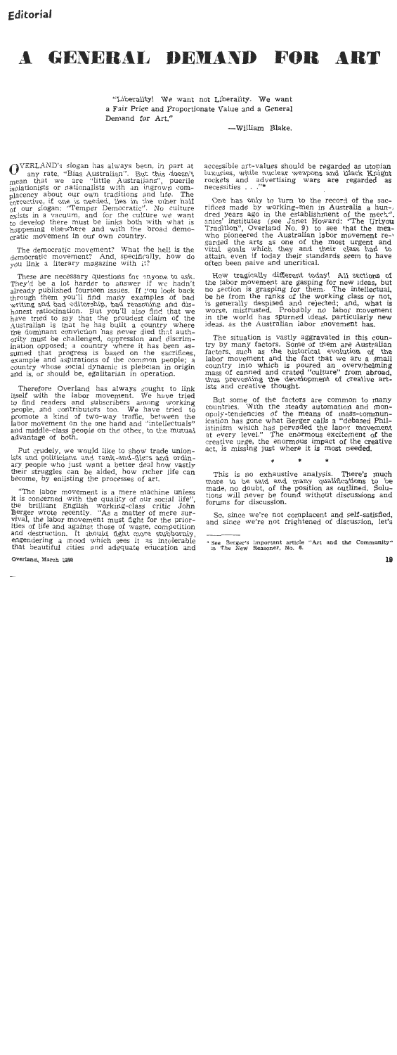Editorial

# A GENERAL DEMAND FOR ART

> "Liberality! We want not Liberality. We want a Fair Price and Proportionate Value and a General Demand for Art."
>
> —William Blake.

OVERLAND's slogan has always been, in part at any rate, "Bias Australian". But this doesn't mean that we are "little Australians", puerile isolationists or nationalists with an ingrown complacency about our own traditions and life. The corrective, if one is needed, lies in the other half of our slogan: "Temper Democratic". No culture exists in a vacuum, and for the culture we want to develop there must be links both with what is happening elsewhere and with the broad democratic movement in our own country.

The democratic movement? What the hell is the democratic movement? And, specifically, how do you link a literary magazine with it?

These are necessary questions for anyone to ask. They'd be a lot harder to answer if we hadn't already published fourteen issues. If you look back through them you'll find many examples of bad writing and bad editorship, bad reasoning and dishonest ratiocination. But you'll also find that we have tried to say that the proudest claim of the Australian is that he has built a country where the dominant conviction has never died that authority must be challenged, oppression and discrimination opposed; a country where it has been assumed that progress is based on the sacrifices, example and aspirations of the common people; a country whose social dynamic is plebeian in origin and is, or should be, egalitarian in operation.

Therefore Overland has always sought to link itself with the labor movement. We have tried to find readers and subscribers among working people, and contributors too. We have tried to promote a kind of two-way traffic, between the labor movement on the one hand and "intellectuals" and middle-class people on the other, to the mutual advantage of both.

Put crudely, we would like to show trade unionists and politicians and rank-and-filers and ordinary people who just want a better deal how vastly their struggles can be aided, how richer life can become, by enlisting the processes of art.

"The labor movement is a mere machine unless it is concerned with the quality of our social life", the brilliant English working-class critic John Berger wrote recently. "As a matter of mere survival, the labor movement must fight for the priorities of life and against those of waste, competition and destruction. It should fight more stubbornly, engendering a mood which sees it as intolerable that beautiful cities and adequate education and accessible art-values should be regarded as utopian luxuries, while nuclear weapons and Black Knight rockets and advertising wars are regarded as necessities . . ."*

One has only to turn to the record of the sacrifices made by working-men in Australia a hundred years ago in the establishment of the mechanics' institutes (see Janet Howard: "The Urlyou Tradition", Overland No. 9) to see that the men who pioneered the Australian labor movement regarded the arts as one of the most urgent and vital goals which they and their class had to attain, even if today their standards seem to have often been naive and uncritical.

How tragically different today! All sections of the labor movement are gasping for new ideas, but no section is grasping for them. The intellectual, be he from the ranks of the working class or not, is generally despised and rejected; and, what is worse, mistrusted. Probably no labor movement in the world has spurned ideas, particularly new ideas, as the Australian labor movement has.

The situation is vastly aggravated in this country by many factors. Some of them are Australian factors, such as the historical evolution of the labor movement and the fact that we are a small country into which is poured an overwhelming mass of canned and crated "culture" from abroad, thus preventing the development of creative artists and creative thought.

But some of the factors are common to many countries. With the steady automation and monopoly-tendencies of the means of mass-communication has gone what Berger calls a "debased Philistinism which has pervaded the labor movement at every level." The enormous excitement of the creative urge, the enormous impact of the creative act, is missing just where it is most needed.

\* \* \*

This is no exhaustive analysis. There's much more to be said and many qualifications to be made, no doubt, of the position as outlined. Solutions will never be found without discussions and forums for discussion.

So, since we're not complacent and self-satisfied, and since we're not frightened of discussion, let's

---

\* See Berger's important article "Art and the Community" in The New Reasoner, No. 6.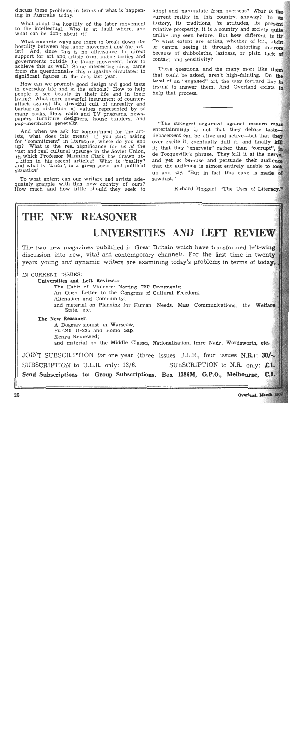discuss these problems in terms of what is happening in Australia today.

What about the hostility of the labor movement to the intellectual. Who is at fault where, and what can be done about it?

What concrete ways are there to break down the hostility between the labor movement and the artist? And, since this is no alternative to direct support for art and artists from public bodies and governments outside the labor movement, how to achieve this as well? Some interesting ideas came from the questionnaire this magazine circulated to significant figures in the arts last year.

How can we promote good design and good taste in everyday life and in the schools? How to help people to see beauty in their life and in their living? What more powerful instrument of counter-attack against the dreadful cult of unreality and barbarous distortion of values represented by so many books, films, radio and TV programs, newspapers, furniture designers, house builders, and pap-merchants generally!

And when we ask for commitment for the artists, what does this mean? If you start asking for "commitment" in literature, where do you end up? What is the real significance for us of the vast and real cultural upsurge in the Soviet Union, its which Professor Manning Clark has drawn attention in his recent articles? What is "reality" and what is "truth", in a given social and political situation?

To what extent can our writers and artists adequately grapple with this new country of ours? How much and how little should they seek to adopt and manipulate from overseas? What is the current reality in this country, anyway? In its history, its traditions, its attitudes, its present relative prosperity, it is a country and society quite unlike any seen before. But how different is it? To what extent are artists, whether of left, right or centre, seeing it through distorting mirrors because of shibboleths, laziness, or plain lack of contact and sensitivity?

These questions, and the many more like them that could be asked, aren't high-faluting. On the level of an "engaged" art, the way forward lies in trying to answer them. And Overland exists to help that process.

---

"The strongest argument against modern mass entertainments *is* not that they debase taste—debasement can be alive and active—but that they over-excite it, eventually dull it, and finally kill it; that they "enervate" rather than "corrupt", in de Tocqueville's phrase. They kill it at the nerve, and yet so bemuse and persuade their audience that the audience is almost entirely unable to look up and say, "But in fact this cake is made of sawdust."

Richard Hoggart: "The Uses of Literacy."

---

# THE NEW REASONER

# UNIVERSITIES AND LEFT REVIEW

The two new magazines published in Great Britain which have transformed left-wing discussion into new, vital and contemporary channels. For the first time in twenty years young and dynamic writers are examining today's problems in terms of today.

IN CURRENT ISSUES:

**Universities and Left Review—**

The Habit of Violence: Notting Hill Documents;
An Open Letter to the Congress of Cultural Freedom;
Alienation and Community;
and material on Planning for Human Needs, Mass Communications, the Welfare State, etc.

**The New Reasoner—**

A Dogmavisionist in Warsaw.
Pu-240, U-235 and Homo Sap.
Kenya Reviewed;
and material on the Middle Classes, Nationalisation, Imre Nagy, Wordsworth, etc.

JOINT SUBSCRIPTION for one year (three issues U.L.R., four issues N.R.): 30/-.

SUBSCRIPTION to U.L.R. only: 13/6. SUBSCRIPTION to N.R. only: £1.

**Send Subscriptions to: Group Subscriptions, Box 1386M, G.P.O., Melbourne, C.1.**